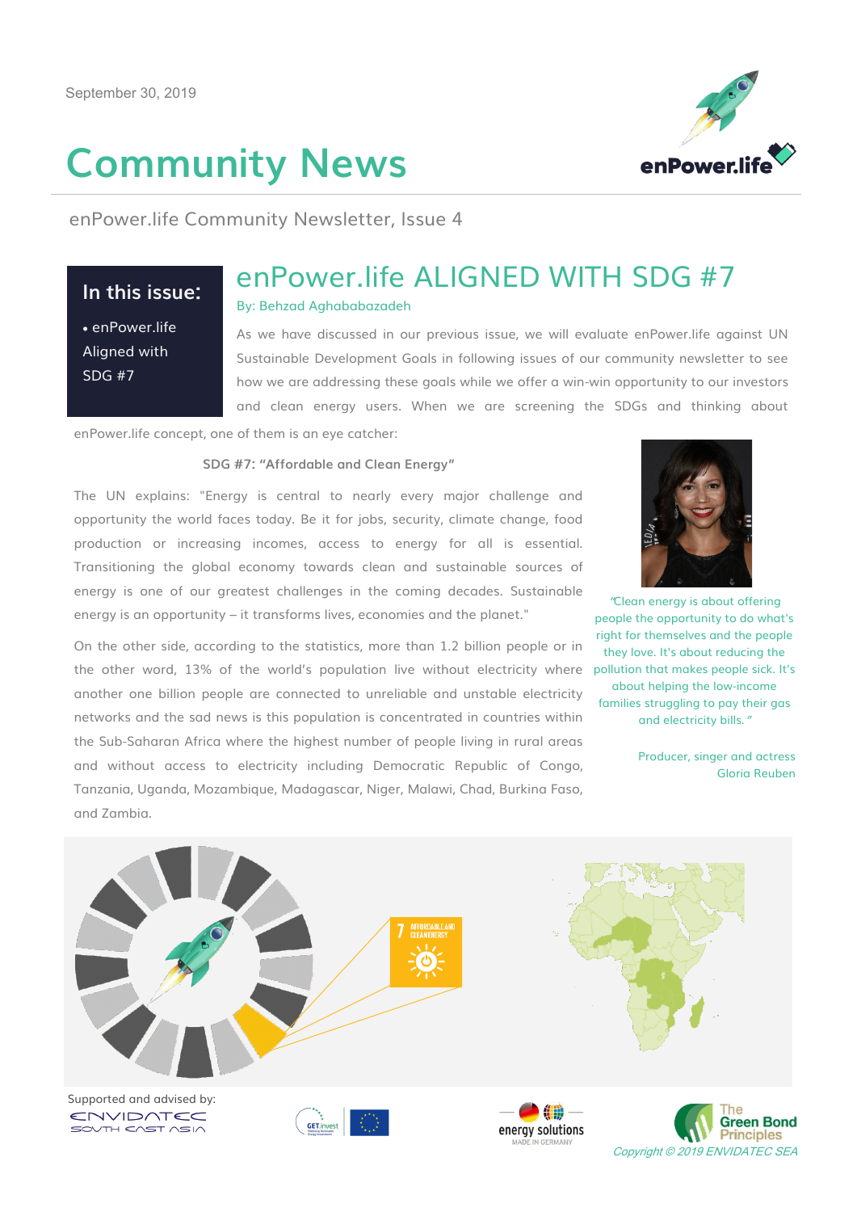September 30, 2019

# Community News

enPower.life Community Newsletter, Issue 4

**In this issue:**

- enPower.life Aligned with SDG #7

## enPower.life ALIGNED WITH SDG #7

By: Behzad Aghababazadeh

As we have discussed in our previous issue, we will evaluate enPower.life against UN Sustainable Development Goals in following issues of our community newsletter to see how we are addressing these goals while we offer a win-win opportunity to our investors and clean energy users. When we are screening the SDGs and thinking about enPower.life concept, one of them is an eye catcher:

**SDG #7: "Affordable and Clean Energy"**

The UN explains: "Energy is central to nearly every major challenge and opportunity the world faces today. Be it for jobs, security, climate change, food production or increasing incomes, access to energy for all is essential. Transitioning the global economy towards clean and sustainable sources of energy is one of our greatest challenges in the coming decades. Sustainable energy is an opportunity – it transforms lives, economies and the planet."

On the other side, according to the statistics, more than 1.2 billion people or in the other word, 13% of the world's population live without electricity where another one billion people are connected to unreliable and unstable electricity networks and the sad news is this population is concentrated in countries within the Sub-Saharan Africa where the highest number of people living in rural areas and without access to electricity including Democratic Republic of Congo, Tanzania, Uganda, Mozambique, Madagascar, Niger, Malawi, Chad, Burkina Faso, and Zambia.

"Clean energy is about offering people the opportunity to do what's right for themselves and the people they love. It's about reducing the pollution that makes people sick. It's about helping the low-income families struggling to pay their gas and electricity bills."

Producer, singer and actress
Gloria Reuben

Supported and advised by:

Copyright © 2019 ENVIDATEC SEA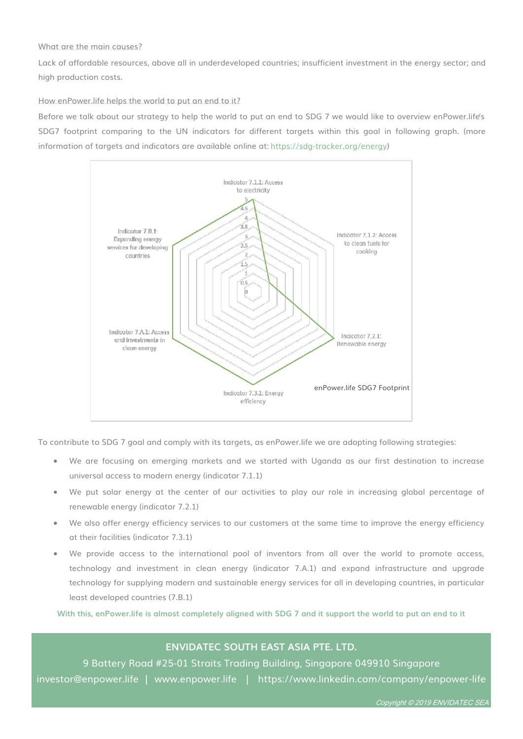What are the main causes?

Lack of affordable resources, above all in underdeveloped countries; insufficient investment in the energy sector; and high production costs.

How enPower.life helps the world to put an end to it?

Before we talk about our strategy to help the world to put an end to SDG 7 we would like to overview enPower.life's SDG7 footprint comparing to the UN indicators for different targets within this goal in following graph. (more information of targets and indicators are available online at: https://sdg-tracker.org/energy)

Indicator 7.1.1: Access to electricity
Indicator 7.1.2: Access to clean fuels for cooking
Indicator 7.2.1: Renewable energy
Indicator 7.3.1: Energy efficiency
Indicator 7.A.1: Access and investments in clean energy
Indicator 7.B.1: Expanding energy services for developing countries
0
0.5
1
1.5
2
2.5
3
3.5
4
4.5
5
enPower.life SDG7 Footprint

To contribute to SDG 7 goal and comply with its targets, as enPower.life we are adopting following strategies:

- We are focusing on emerging markets and we started with Uganda as our first destination to increase universal access to modern energy (indicator 7.1.1)
- We put solar energy at the center of our activities to play our role in increasing global percentage of renewable energy (indicator 7.2.1)
- We also offer energy efficiency services to our customers at the same time to improve the energy efficiency at their facilities (indicator 7.3.1)
- We provide access to the international pool of inventors from all over the world to promote access, technology and investment in clean energy (indicator 7.A.1) and expand infrastructure and upgrade technology for supplying modern and sustainable energy services for all in developing countries, in particular least developed countries (7.B.1)

**With this, enPower.life is almost completely aligned with SDG 7 and it support the world to put an end to it**

**ENVIDATEC SOUTH EAST ASIA PTE. LTD.**

9 Battery Road #25-01 Straits Trading Building, Singapore 049910 Singapore

investor@enpower.life | www.enpower.life | https://www.linkedin.com/company/enpower-life

*Copyright © 2019 ENVIDATEC SEA*